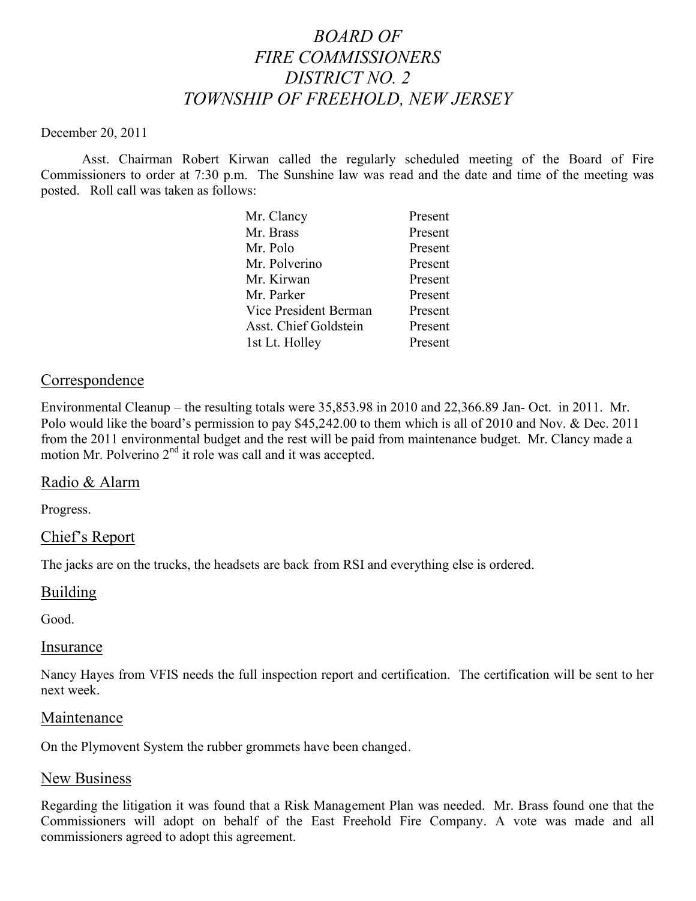# *BOARD OF FIRE COMMISSIONERS DISTRICT NO. 2 TOWNSHIP OF FREEHOLD, NEW JERSEY*

December 20, 2011

Asst. Chairman Robert Kirwan called the regularly scheduled meeting of the Board of Fire Commissioners to order at 7:30 p.m. The Sunshine law was read and the date and time of the meeting was posted. Roll call was taken as follows:

| | |
|---|---|
| Mr. Clancy | Present |
| Mr. Brass | Present |
| Mr. Polo | Present |
| Mr. Polverino | Present |
| Mr. Kirwan | Present |
| Mr. Parker | Present |
| Vice President Berman | Present |
| Asst. Chief Goldstein | Present |
| 1st Lt. Holley | Present |

## Correspondence

Environmental Cleanup – the resulting totals were 35,853.98 in 2010 and 22,366.89 Jan- Oct. in 2011. Mr. Polo would like the board's permission to pay $45,242.00 to them which is all of 2010 and Nov. & Dec. 2011 from the 2011 environmental budget and the rest will be paid from maintenance budget. Mr. Clancy made a motion Mr. Polverino 2nd it role was call and it was accepted.

## Radio & Alarm

Progress.

## Chief's Report

The jacks are on the trucks, the headsets are back from RSI and everything else is ordered.

## Building

Good.

## Insurance

Nancy Hayes from VFIS needs the full inspection report and certification. The certification will be sent to her next week.

## Maintenance

On the Plymovent System the rubber grommets have been changed.

## New Business

Regarding the litigation it was found that a Risk Management Plan was needed. Mr. Brass found one that the Commissioners will adopt on behalf of the East Freehold Fire Company. A vote was made and all commissioners agreed to adopt this agreement.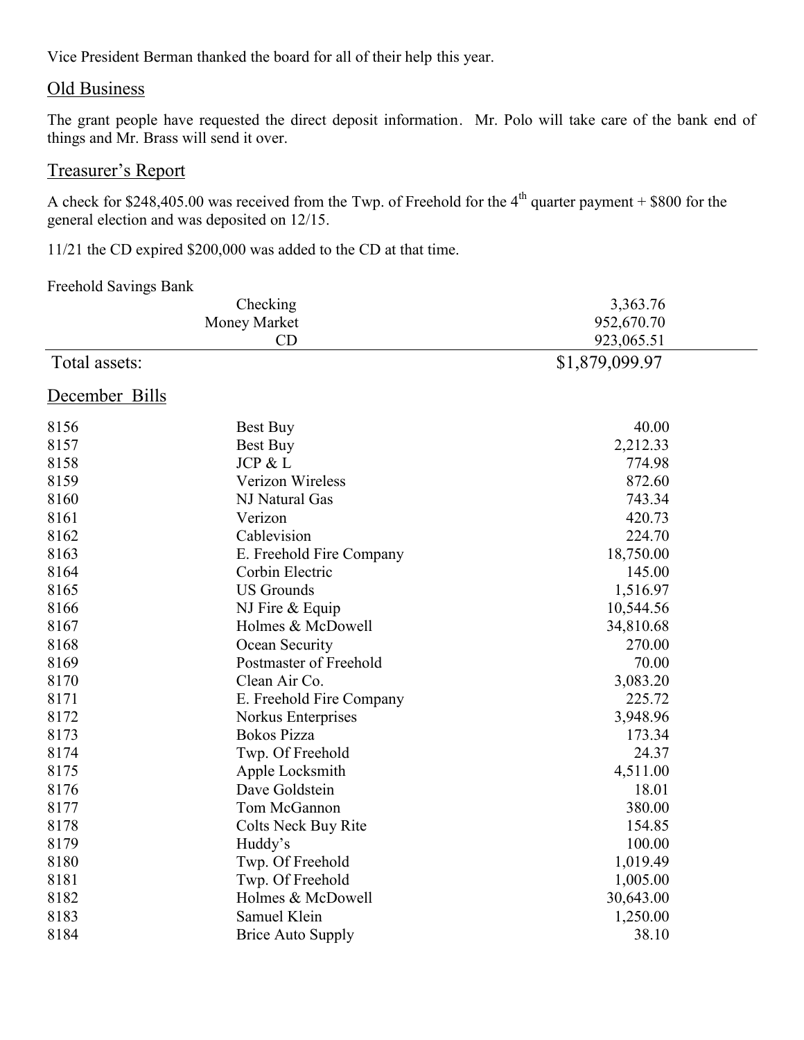Vice President Berman thanked the board for all of their help this year.

## Old Business

The grant people have requested the direct deposit information. Mr. Polo will take care of the bank end of things and Mr. Brass will send it over.

## Treasurer's Report

A check for $248,405.00 was received from the Twp. of Freehold for the 4th quarter payment + $800 for the general election and was deposited on 12/15.

11/21 the CD expired $200,000 was added to the CD at that time.

Freehold Savings Bank

| | | |
|---|---|---|
| | Checking | 3,363.76 |
| | Money Market | 952,670.70 |
| | CD | 923,065.51 |
| Total assets: | | $1,879,099.97 |

## December Bills

| | | |
|---|---|---|
| 8156 | Best Buy | 40.00 |
| 8157 | Best Buy | 2,212.33 |
| 8158 | JCP & L | 774.98 |
| 8159 | Verizon Wireless | 872.60 |
| 8160 | NJ Natural Gas | 743.34 |
| 8161 | Verizon | 420.73 |
| 8162 | Cablevision | 224.70 |
| 8163 | E. Freehold Fire Company | 18,750.00 |
| 8164 | Corbin Electric | 145.00 |
| 8165 | US Grounds | 1,516.97 |
| 8166 | NJ Fire & Equip | 10,544.56 |
| 8167 | Holmes & McDowell | 34,810.68 |
| 8168 | Ocean Security | 270.00 |
| 8169 | Postmaster of Freehold | 70.00 |
| 8170 | Clean Air Co. | 3,083.20 |
| 8171 | E. Freehold Fire Company | 225.72 |
| 8172 | Norkus Enterprises | 3,948.96 |
| 8173 | Bokos Pizza | 173.34 |
| 8174 | Twp. Of Freehold | 24.37 |
| 8175 | Apple Locksmith | 4,511.00 |
| 8176 | Dave Goldstein | 18.01 |
| 8177 | Tom McGannon | 380.00 |
| 8178 | Colts Neck Buy Rite | 154.85 |
| 8179 | Huddy's | 100.00 |
| 8180 | Twp. Of Freehold | 1,019.49 |
| 8181 | Twp. Of Freehold | 1,005.00 |
| 8182 | Holmes & McDowell | 30,643.00 |
| 8183 | Samuel Klein | 1,250.00 |
| 8184 | Brice Auto Supply | 38.10 |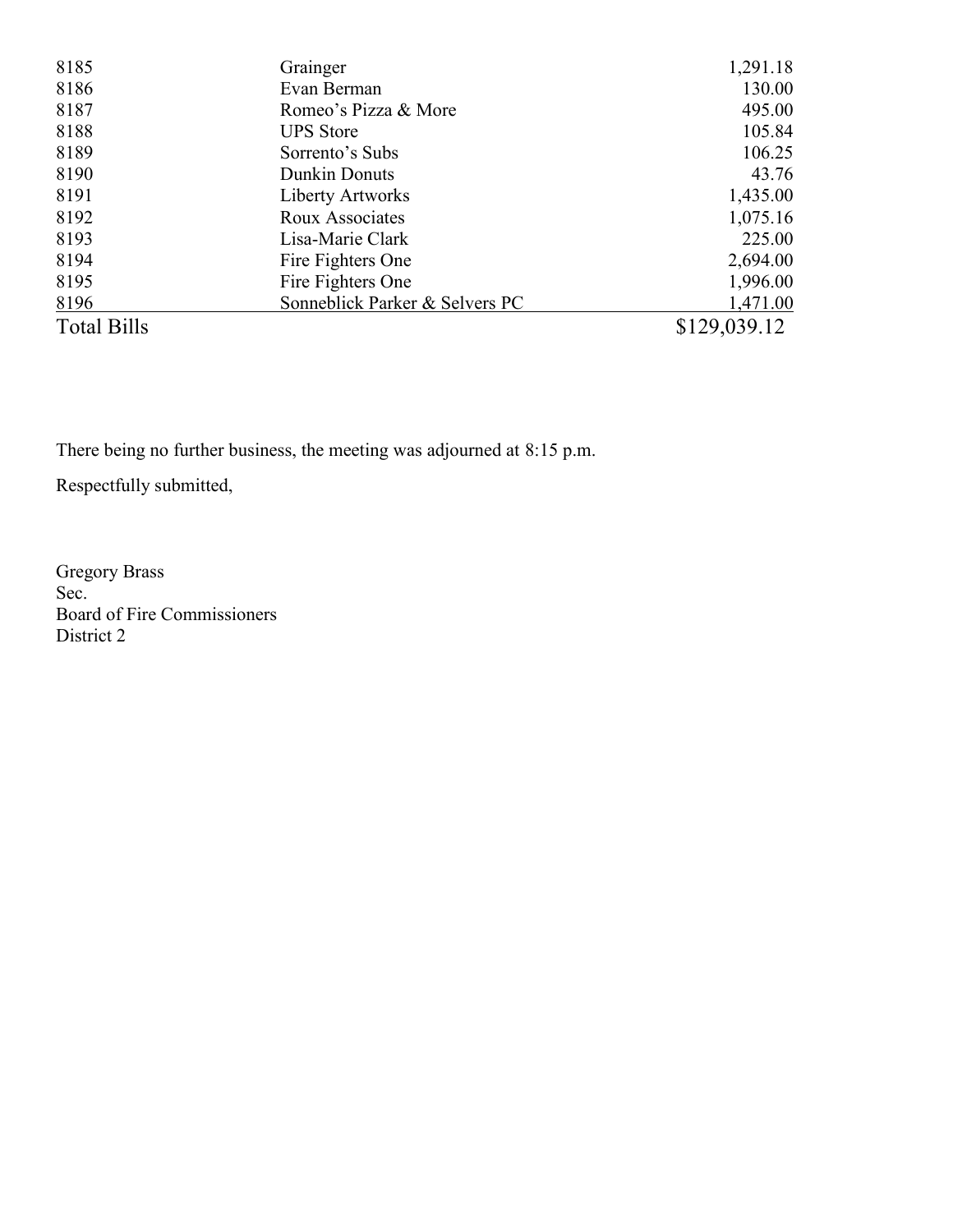| | | |
|---|---|---|
| 8185 | Grainger | 1,291.18 |
| 8186 | Evan Berman | 130.00 |
| 8187 | Romeo's Pizza & More | 495.00 |
| 8188 | UPS Store | 105.84 |
| 8189 | Sorrento's Subs | 106.25 |
| 8190 | Dunkin Donuts | 43.76 |
| 8191 | Liberty Artworks | 1,435.00 |
| 8192 | Roux Associates | 1,075.16 |
| 8193 | Lisa-Marie Clark | 225.00 |
| 8194 | Fire Fighters One | 2,694.00 |
| 8195 | Fire Fighters One | 1,996.00 |
| 8196 | Sonneblick Parker & Selvers PC | 1,471.00 |
| Total Bills | | $129,039.12 |

There being no further business, the meeting was adjourned at 8:15 p.m.

Respectfully submitted,

Gregory Brass  
Sec.  
Board of Fire Commissioners  
District 2